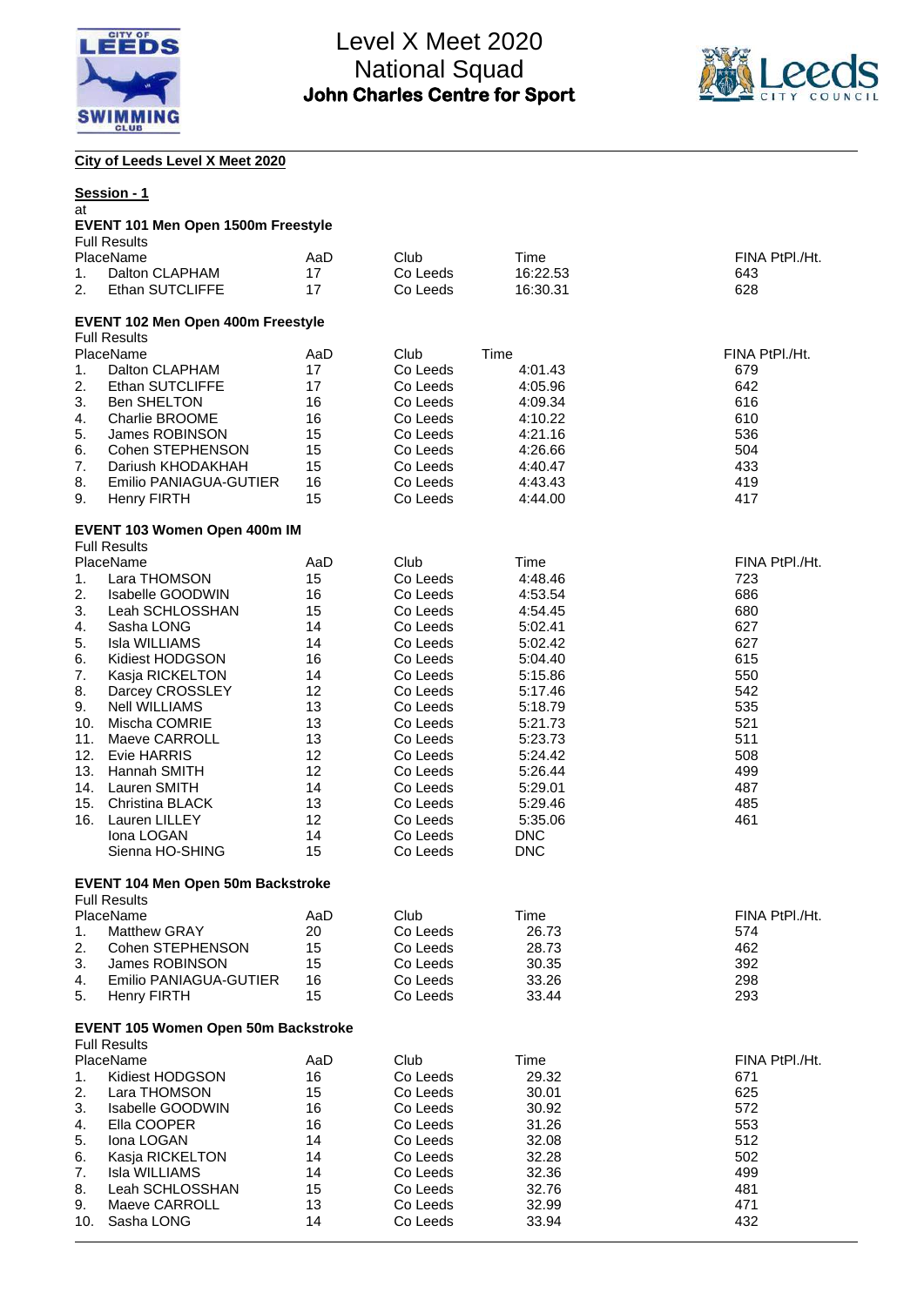# Level X Meet 2020
## National Squad
### John Charles Centre for Sport

**City of Leeds Level X Meet 2020**

**Session - 1**

at

### EVENT 101 Men Open 1500m Freestyle

Full Results

| Place | Name | AaD | Club | Time | FINA Pt | Pl./Ht. |
|---|---|---|---|---|---|---|
| 1. | Dalton CLAPHAM | 17 | Co Leeds | 16:22.53 | 643 | |
| 2. | Ethan SUTCLIFFE | 17 | Co Leeds | 16:30.31 | 628 | |

### EVENT 102 Men Open 400m Freestyle

Full Results

| Place | Name | AaD | Club | Time | FINA Pt | Pl./Ht. |
|---|---|---|---|---|---|---|
| 1. | Dalton CLAPHAM | 17 | Co Leeds | 4:01.43 | 679 | |
| 2. | Ethan SUTCLIFFE | 17 | Co Leeds | 4:05.96 | 642 | |
| 3. | Ben SHELTON | 16 | Co Leeds | 4:09.34 | 616 | |
| 4. | Charlie BROOME | 16 | Co Leeds | 4:10.22 | 610 | |
| 5. | James ROBINSON | 15 | Co Leeds | 4:21.16 | 536 | |
| 6. | Cohen STEPHENSON | 15 | Co Leeds | 4:26.66 | 504 | |
| 7. | Dariush KHODAKHAH | 15 | Co Leeds | 4:40.47 | 433 | |
| 8. | Emilio PANIAGUA-GUTIER | 16 | Co Leeds | 4:43.43 | 419 | |
| 9. | Henry FIRTH | 15 | Co Leeds | 4:44.00 | 417 | |

### EVENT 103 Women Open 400m IM

Full Results

| Place | Name | AaD | Club | Time | FINA Pt | Pl./Ht. |
|---|---|---|---|---|---|---|
| 1. | Lara THOMSON | 15 | Co Leeds | 4:48.46 | 723 | |
| 2. | Isabelle GOODWIN | 16 | Co Leeds | 4:53.54 | 686 | |
| 3. | Leah SCHLOSSHAN | 15 | Co Leeds | 4:54.45 | 680 | |
| 4. | Sasha LONG | 14 | Co Leeds | 5:02.41 | 627 | |
| 5. | Isla WILLIAMS | 14 | Co Leeds | 5:02.42 | 627 | |
| 6. | Kidiest HODGSON | 16 | Co Leeds | 5:04.40 | 615 | |
| 7. | Kasja RICKELTON | 14 | Co Leeds | 5:15.86 | 550 | |
| 8. | Darcey CROSSLEY | 12 | Co Leeds | 5:17.46 | 542 | |
| 9. | Nell WILLIAMS | 13 | Co Leeds | 5:18.79 | 535 | |
| 10. | Mischa COMRIE | 13 | Co Leeds | 5:21.73 | 521 | |
| 11. | Maeve CARROLL | 13 | Co Leeds | 5:23.73 | 511 | |
| 12. | Evie HARRIS | 12 | Co Leeds | 5:24.42 | 508 | |
| 13. | Hannah SMITH | 12 | Co Leeds | 5:26.44 | 499 | |
| 14. | Lauren SMITH | 14 | Co Leeds | 5:29.01 | 487 | |
| 15. | Christina BLACK | 13 | Co Leeds | 5:29.46 | 485 | |
| 16. | Lauren LILLEY | 12 | Co Leeds | 5:35.06 | 461 | |
| | Iona LOGAN | 14 | Co Leeds | DNC | | |
| | Sienna HO-SHING | 15 | Co Leeds | DNC | | |

### EVENT 104 Men Open 50m Backstroke

Full Results

| Place | Name | AaD | Club | Time | FINA Pt | Pl./Ht. |
|---|---|---|---|---|---|---|
| 1. | Matthew GRAY | 20 | Co Leeds | 26.73 | 574 | |
| 2. | Cohen STEPHENSON | 15 | Co Leeds | 28.73 | 462 | |
| 3. | James ROBINSON | 15 | Co Leeds | 30.35 | 392 | |
| 4. | Emilio PANIAGUA-GUTIER | 16 | Co Leeds | 33.26 | 298 | |
| 5. | Henry FIRTH | 15 | Co Leeds | 33.44 | 293 | |

### EVENT 105 Women Open 50m Backstroke

Full Results

| Place | Name | AaD | Club | Time | FINA Pt | Pl./Ht. |
|---|---|---|---|---|---|---|
| 1. | Kidiest HODGSON | 16 | Co Leeds | 29.32 | 671 | |
| 2. | Lara THOMSON | 15 | Co Leeds | 30.01 | 625 | |
| 3. | Isabelle GOODWIN | 16 | Co Leeds | 30.92 | 572 | |
| 4. | Ella COOPER | 16 | Co Leeds | 31.26 | 553 | |
| 5. | Iona LOGAN | 14 | Co Leeds | 32.08 | 512 | |
| 6. | Kasja RICKELTON | 14 | Co Leeds | 32.28 | 502 | |
| 7. | Isla WILLIAMS | 14 | Co Leeds | 32.36 | 499 | |
| 8. | Leah SCHLOSSHAN | 15 | Co Leeds | 32.76 | 481 | |
| 9. | Maeve CARROLL | 13 | Co Leeds | 32.99 | 471 | |
| 10. | Sasha LONG | 14 | Co Leeds | 33.94 | 432 | |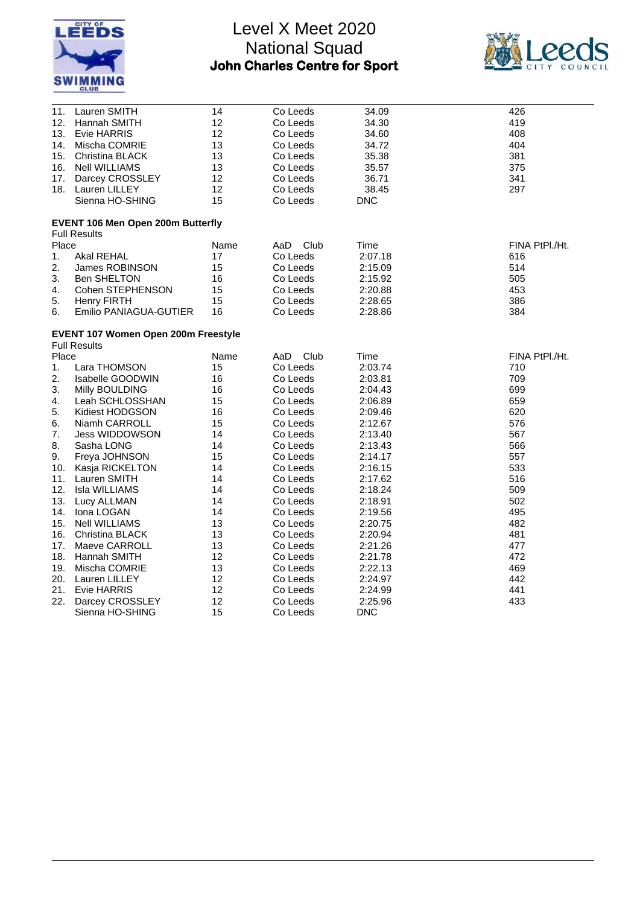# Level X Meet 2020
# National Squad
## John Charles Centre for Sport

| Place | Name | AaD | Club | Time | FINA PtPl./Ht. |
|---|---|---|---|---|---|
| 11. | Lauren SMITH | 14 | Co Leeds | 34.09 | 426 |
| 12. | Hannah SMITH | 12 | Co Leeds | 34.30 | 419 |
| 13. | Evie HARRIS | 12 | Co Leeds | 34.60 | 408 |
| 14. | Mischa COMRIE | 13 | Co Leeds | 34.72 | 404 |
| 15. | Christina BLACK | 13 | Co Leeds | 35.38 | 381 |
| 16. | Nell WILLIAMS | 13 | Co Leeds | 35.57 | 375 |
| 17. | Darcey CROSSLEY | 12 | Co Leeds | 36.71 | 341 |
| 18. | Lauren LILLEY | 12 | Co Leeds | 38.45 | 297 |
| | Sienna HO-SHING | 15 | Co Leeds | DNC | |

### EVENT 106 Men Open 200m Butterfly

Full Results

| Place | Name | AaD | Club | Time | FINA PtPl./Ht. |
|---|---|---|---|---|---|
| 1. | Akal REHAL | 17 | Co Leeds | 2:07.18 | 616 |
| 2. | James ROBINSON | 15 | Co Leeds | 2:15.09 | 514 |
| 3. | Ben SHELTON | 16 | Co Leeds | 2:15.92 | 505 |
| 4. | Cohen STEPHENSON | 15 | Co Leeds | 2:20.88 | 453 |
| 5. | Henry FIRTH | 15 | Co Leeds | 2:28.65 | 386 |
| 6. | Emilio PANIAGUA-GUTIER | 16 | Co Leeds | 2:28.86 | 384 |

### EVENT 107 Women Open 200m Freestyle

Full Results

| Place | Name | AaD | Club | Time | FINA PtPl./Ht. |
|---|---|---|---|---|---|
| 1. | Lara THOMSON | 15 | Co Leeds | 2:03.74 | 710 |
| 2. | Isabelle GOODWIN | 16 | Co Leeds | 2:03.81 | 709 |
| 3. | Milly BOULDING | 16 | Co Leeds | 2:04.43 | 699 |
| 4. | Leah SCHLOSSHAN | 15 | Co Leeds | 2:06.89 | 659 |
| 5. | Kidiest HODGSON | 16 | Co Leeds | 2:09.46 | 620 |
| 6. | Niamh CARROLL | 15 | Co Leeds | 2:12.67 | 576 |
| 7. | Jess WIDDOWSON | 14 | Co Leeds | 2:13.40 | 567 |
| 8. | Sasha LONG | 14 | Co Leeds | 2:13.43 | 566 |
| 9. | Freya JOHNSON | 15 | Co Leeds | 2:14.17 | 557 |
| 10. | Kasja RICKELTON | 14 | Co Leeds | 2:16.15 | 533 |
| 11. | Lauren SMITH | 14 | Co Leeds | 2:17.62 | 516 |
| 12. | Isla WILLIAMS | 14 | Co Leeds | 2:18.24 | 509 |
| 13. | Lucy ALLMAN | 14 | Co Leeds | 2:18.91 | 502 |
| 14. | Iona LOGAN | 14 | Co Leeds | 2:19.56 | 495 |
| 15. | Nell WILLIAMS | 13 | Co Leeds | 2:20.75 | 482 |
| 16. | Christina BLACK | 13 | Co Leeds | 2:20.94 | 481 |
| 17. | Maeve CARROLL | 13 | Co Leeds | 2:21.26 | 477 |
| 18. | Hannah SMITH | 12 | Co Leeds | 2:21.78 | 472 |
| 19. | Mischa COMRIE | 13 | Co Leeds | 2:22.13 | 469 |
| 20. | Lauren LILLEY | 12 | Co Leeds | 2:24.97 | 442 |
| 21. | Evie HARRIS | 12 | Co Leeds | 2:24.99 | 441 |
| 22. | Darcey CROSSLEY | 12 | Co Leeds | 2:25.96 | 433 |
| | Sienna HO-SHING | 15 | Co Leeds | DNC | |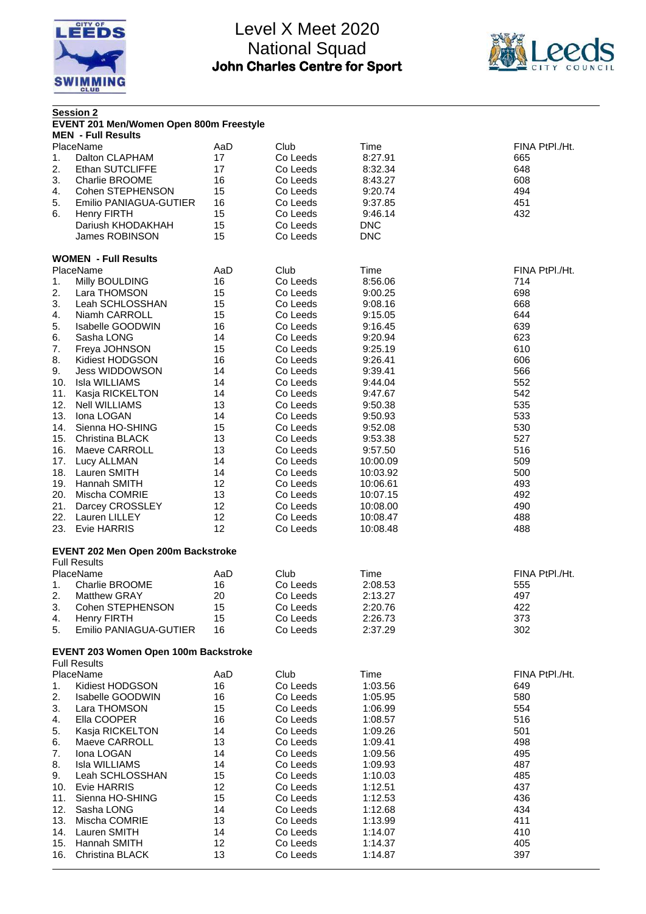# Level X Meet 2020
## National Squad
### John Charles Centre for Sport

**Session 2**

**EVENT 201 Men/Women Open 800m Freestyle**

**MEN - Full Results**

| Place | Name | AaD | Club | Time | FINA Pt | Pl./Ht. |
|---|---|---|---|---|---|---|
| 1. | Dalton CLAPHAM | 17 | Co Leeds | 8:27.91 | 665 | |
| 2. | Ethan SUTCLIFFE | 17 | Co Leeds | 8:32.34 | 648 | |
| 3. | Charlie BROOME | 16 | Co Leeds | 8:43.27 | 608 | |
| 4. | Cohen STEPHENSON | 15 | Co Leeds | 9:20.74 | 494 | |
| 5. | Emilio PANIAGUA-GUTIER | 16 | Co Leeds | 9:37.85 | 451 | |
| 6. | Henry FIRTH | 15 | Co Leeds | 9:46.14 | 432 | |
| | Dariush KHODAKHAH | 15 | Co Leeds | DNC | | |
| | James ROBINSON | 15 | Co Leeds | DNC | | |

**WOMEN - Full Results**

| Place | Name | AaD | Club | Time | FINA Pt | Pl./Ht. |
|---|---|---|---|---|---|---|
| 1. | Milly BOULDING | 16 | Co Leeds | 8:56.06 | 714 | |
| 2. | Lara THOMSON | 15 | Co Leeds | 9:00.25 | 698 | |
| 3. | Leah SCHLOSSHAN | 15 | Co Leeds | 9:08.16 | 668 | |
| 4. | Niamh CARROLL | 15 | Co Leeds | 9:15.05 | 644 | |
| 5. | Isabelle GOODWIN | 16 | Co Leeds | 9:16.45 | 639 | |
| 6. | Sasha LONG | 14 | Co Leeds | 9:20.94 | 623 | |
| 7. | Freya JOHNSON | 15 | Co Leeds | 9:25.19 | 610 | |
| 8. | Kidiest HODGSON | 16 | Co Leeds | 9:26.41 | 606 | |
| 9. | Jess WIDDOWSON | 14 | Co Leeds | 9:39.41 | 566 | |
| 10. | Isla WILLIAMS | 14 | Co Leeds | 9:44.04 | 552 | |
| 11. | Kasja RICKELTON | 14 | Co Leeds | 9:47.67 | 542 | |
| 12. | Nell WILLIAMS | 13 | Co Leeds | 9:50.38 | 535 | |
| 13. | Iona LOGAN | 14 | Co Leeds | 9:50.93 | 533 | |
| 14. | Sienna HO-SHING | 15 | Co Leeds | 9:52.08 | 530 | |
| 15. | Christina BLACK | 13 | Co Leeds | 9:53.38 | 527 | |
| 16. | Maeve CARROLL | 13 | Co Leeds | 9:57.50 | 516 | |
| 17. | Lucy ALLMAN | 14 | Co Leeds | 10:00.09 | 509 | |
| 18. | Lauren SMITH | 14 | Co Leeds | 10:03.92 | 500 | |
| 19. | Hannah SMITH | 12 | Co Leeds | 10:06.61 | 493 | |
| 20. | Mischa COMRIE | 13 | Co Leeds | 10:07.15 | 492 | |
| 21. | Darcey CROSSLEY | 12 | Co Leeds | 10:08.00 | 490 | |
| 22. | Lauren LILLEY | 12 | Co Leeds | 10:08.47 | 488 | |
| 23. | Evie HARRIS | 12 | Co Leeds | 10:08.48 | 488 | |

**EVENT 202 Men Open 200m Backstroke**

Full Results

| Place | Name | AaD | Club | Time | FINA Pt | Pl./Ht. |
|---|---|---|---|---|---|---|
| 1. | Charlie BROOME | 16 | Co Leeds | 2:08.53 | 555 | |
| 2. | Matthew GRAY | 20 | Co Leeds | 2:13.27 | 497 | |
| 3. | Cohen STEPHENSON | 15 | Co Leeds | 2:20.76 | 422 | |
| 4. | Henry FIRTH | 15 | Co Leeds | 2:26.73 | 373 | |
| 5. | Emilio PANIAGUA-GUTIER | 16 | Co Leeds | 2:37.29 | 302 | |

**EVENT 203 Women Open 100m Backstroke**

Full Results

| Place | Name | AaD | Club | Time | FINA Pt | Pl./Ht. |
|---|---|---|---|---|---|---|
| 1. | Kidiest HODGSON | 16 | Co Leeds | 1:03.56 | 649 | |
| 2. | Isabelle GOODWIN | 16 | Co Leeds | 1:05.95 | 580 | |
| 3. | Lara THOMSON | 15 | Co Leeds | 1:06.99 | 554 | |
| 4. | Ella COOPER | 16 | Co Leeds | 1:08.57 | 516 | |
| 5. | Kasja RICKELTON | 14 | Co Leeds | 1:09.26 | 501 | |
| 6. | Maeve CARROLL | 13 | Co Leeds | 1:09.41 | 498 | |
| 7. | Iona LOGAN | 14 | Co Leeds | 1:09.56 | 495 | |
| 8. | Isla WILLIAMS | 14 | Co Leeds | 1:09.93 | 487 | |
| 9. | Leah SCHLOSSHAN | 15 | Co Leeds | 1:10.03 | 485 | |
| 10. | Evie HARRIS | 12 | Co Leeds | 1:12.51 | 437 | |
| 11. | Sienna HO-SHING | 15 | Co Leeds | 1:12.53 | 436 | |
| 12. | Sasha LONG | 14 | Co Leeds | 1:12.68 | 434 | |
| 13. | Mischa COMRIE | 13 | Co Leeds | 1:13.99 | 411 | |
| 14. | Lauren SMITH | 14 | Co Leeds | 1:14.07 | 410 | |
| 15. | Hannah SMITH | 12 | Co Leeds | 1:14.37 | 405 | |
| 16. | Christina BLACK | 13 | Co Leeds | 1:14.87 | 397 | |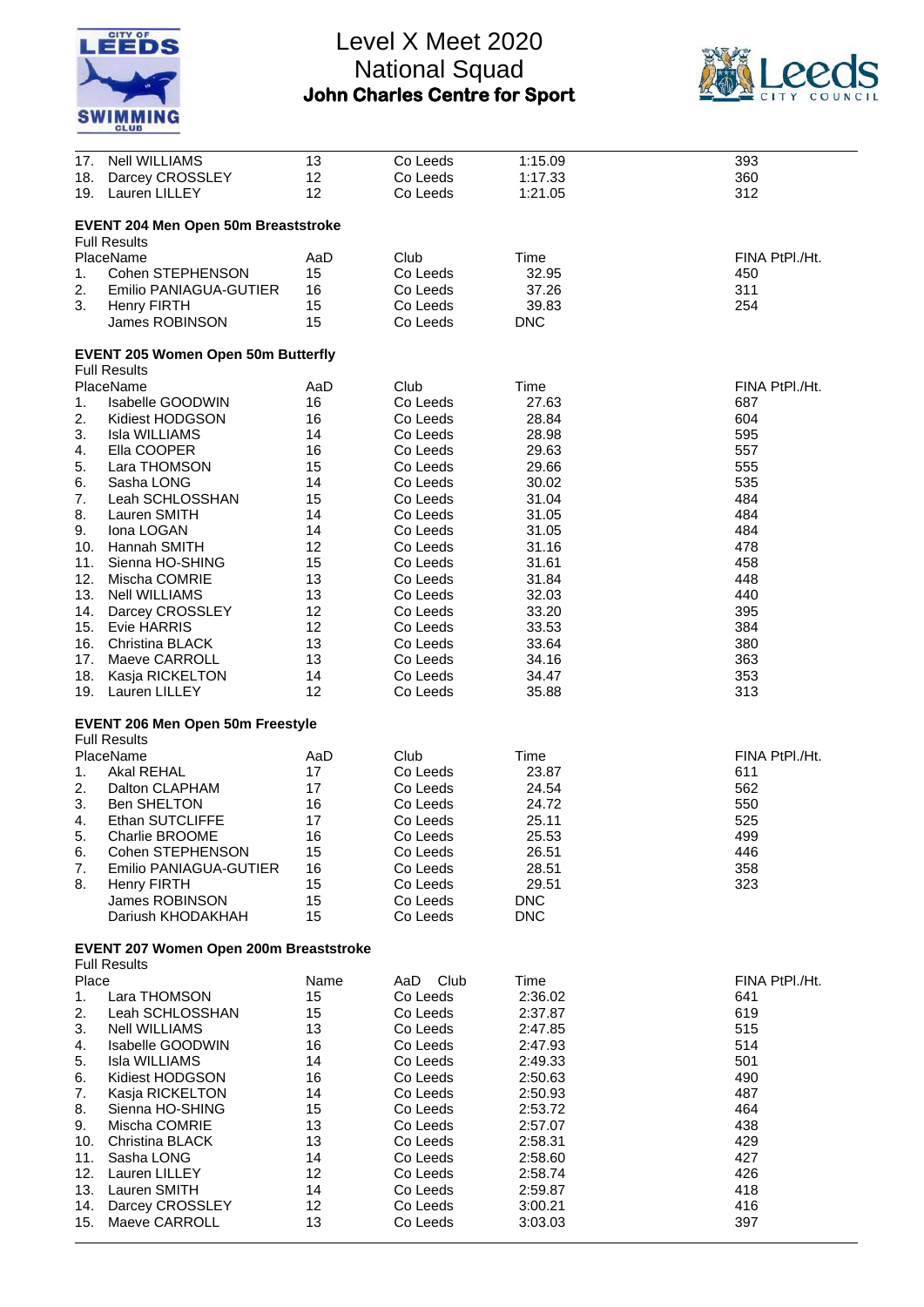| Place | Name | AaD | Club | Time | FINA PtPl./Ht. |
|---|---|---|---|---|---|
| 17. | Nell WILLIAMS | 13 | Co Leeds | 1:15.09 | 393 |
| 18. | Darcey CROSSLEY | 12 | Co Leeds | 1:17.33 | 360 |
| 19. | Lauren LILLEY | 12 | Co Leeds | 1:21.05 | 312 |

**EVENT 204 Men Open 50m Breaststroke**

Full Results

| Place | Name | AaD | Club | Time | FINA PtPl./Ht. |
|---|---|---|---|---|---|
| 1. | Cohen STEPHENSON | 15 | Co Leeds | 32.95 | 450 |
| 2. | Emilio PANIAGUA-GUTIER | 16 | Co Leeds | 37.26 | 311 |
| 3. | Henry FIRTH | 15 | Co Leeds | 39.83 | 254 |
| | James ROBINSON | 15 | Co Leeds | DNC | |

**EVENT 205 Women Open 50m Butterfly**

Full Results

| Place | Name | AaD | Club | Time | FINA PtPl./Ht. |
|---|---|---|---|---|---|
| 1. | Isabelle GOODWIN | 16 | Co Leeds | 27.63 | 687 |
| 2. | Kidiest HODGSON | 16 | Co Leeds | 28.84 | 604 |
| 3. | Isla WILLIAMS | 14 | Co Leeds | 28.98 | 595 |
| 4. | Ella COOPER | 16 | Co Leeds | 29.63 | 557 |
| 5. | Lara THOMSON | 15 | Co Leeds | 29.66 | 555 |
| 6. | Sasha LONG | 14 | Co Leeds | 30.02 | 535 |
| 7. | Leah SCHLOSSHAN | 15 | Co Leeds | 31.04 | 484 |
| 8. | Lauren SMITH | 14 | Co Leeds | 31.05 | 484 |
| 9. | Iona LOGAN | 14 | Co Leeds | 31.05 | 484 |
| 10. | Hannah SMITH | 12 | Co Leeds | 31.16 | 478 |
| 11. | Sienna HO-SHING | 15 | Co Leeds | 31.61 | 458 |
| 12. | Mischa COMRIE | 13 | Co Leeds | 31.84 | 448 |
| 13. | Nell WILLIAMS | 13 | Co Leeds | 32.03 | 440 |
| 14. | Darcey CROSSLEY | 12 | Co Leeds | 33.20 | 395 |
| 15. | Evie HARRIS | 12 | Co Leeds | 33.53 | 384 |
| 16. | Christina BLACK | 13 | Co Leeds | 33.64 | 380 |
| 17. | Maeve CARROLL | 13 | Co Leeds | 34.16 | 363 |
| 18. | Kasja RICKELTON | 14 | Co Leeds | 34.47 | 353 |
| 19. | Lauren LILLEY | 12 | Co Leeds | 35.88 | 313 |

**EVENT 206 Men Open 50m Freestyle**

Full Results

| Place | Name | AaD | Club | Time | FINA PtPl./Ht. |
|---|---|---|---|---|---|
| 1. | Akal REHAL | 17 | Co Leeds | 23.87 | 611 |
| 2. | Dalton CLAPHAM | 17 | Co Leeds | 24.54 | 562 |
| 3. | Ben SHELTON | 16 | Co Leeds | 24.72 | 550 |
| 4. | Ethan SUTCLIFFE | 17 | Co Leeds | 25.11 | 525 |
| 5. | Charlie BROOME | 16 | Co Leeds | 25.53 | 499 |
| 6. | Cohen STEPHENSON | 15 | Co Leeds | 26.51 | 446 |
| 7. | Emilio PANIAGUA-GUTIER | 16 | Co Leeds | 28.51 | 358 |
| 8. | Henry FIRTH | 15 | Co Leeds | 29.51 | 323 |
| | James ROBINSON | 15 | Co Leeds | DNC | |
| | Dariush KHODAKHAH | 15 | Co Leeds | DNC | |

**EVENT 207 Women Open 200m Breaststroke**

Full Results

| Place | Name | AaD | Club | Time | FINA PtPl./Ht. |
|---|---|---|---|---|---|
| 1. | Lara THOMSON | 15 | Co Leeds | 2:36.02 | 641 |
| 2. | Leah SCHLOSSHAN | 15 | Co Leeds | 2:37.87 | 619 |
| 3. | Nell WILLIAMS | 13 | Co Leeds | 2:47.85 | 515 |
| 4. | Isabelle GOODWIN | 16 | Co Leeds | 2:47.93 | 514 |
| 5. | Isla WILLIAMS | 14 | Co Leeds | 2:49.33 | 501 |
| 6. | Kidiest HODGSON | 16 | Co Leeds | 2:50.63 | 490 |
| 7. | Kasja RICKELTON | 14 | Co Leeds | 2:50.93 | 487 |
| 8. | Sienna HO-SHING | 15 | Co Leeds | 2:53.72 | 464 |
| 9. | Mischa COMRIE | 13 | Co Leeds | 2:57.07 | 438 |
| 10. | Christina BLACK | 13 | Co Leeds | 2:58.31 | 429 |
| 11. | Sasha LONG | 14 | Co Leeds | 2:58.60 | 427 |
| 12. | Lauren LILLEY | 12 | Co Leeds | 2:58.74 | 426 |
| 13. | Lauren SMITH | 14 | Co Leeds | 2:59.87 | 418 |
| 14. | Darcey CROSSLEY | 12 | Co Leeds | 3:00.21 | 416 |
| 15. | Maeve CARROLL | 13 | Co Leeds | 3:03.03 | 397 |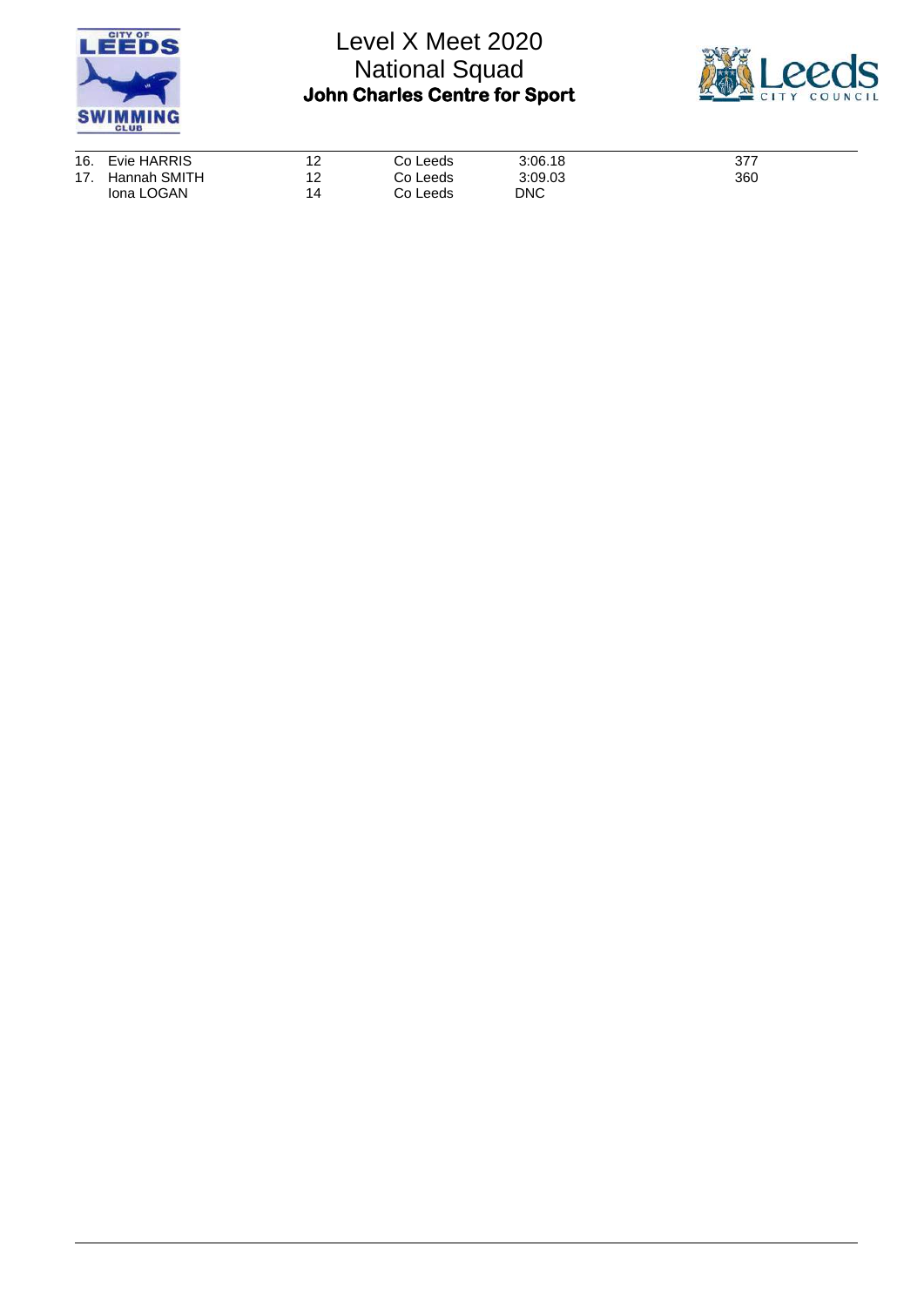| | | | | | |
|---|---|---|---|---|---|
| 16. | Evie HARRIS | 12 | Co Leeds | 3:06.18 | 377 |
| 17. | Hannah SMITH | 12 | Co Leeds | 3:09.03 | 360 |
| | Iona LOGAN | 14 | Co Leeds | DNC | |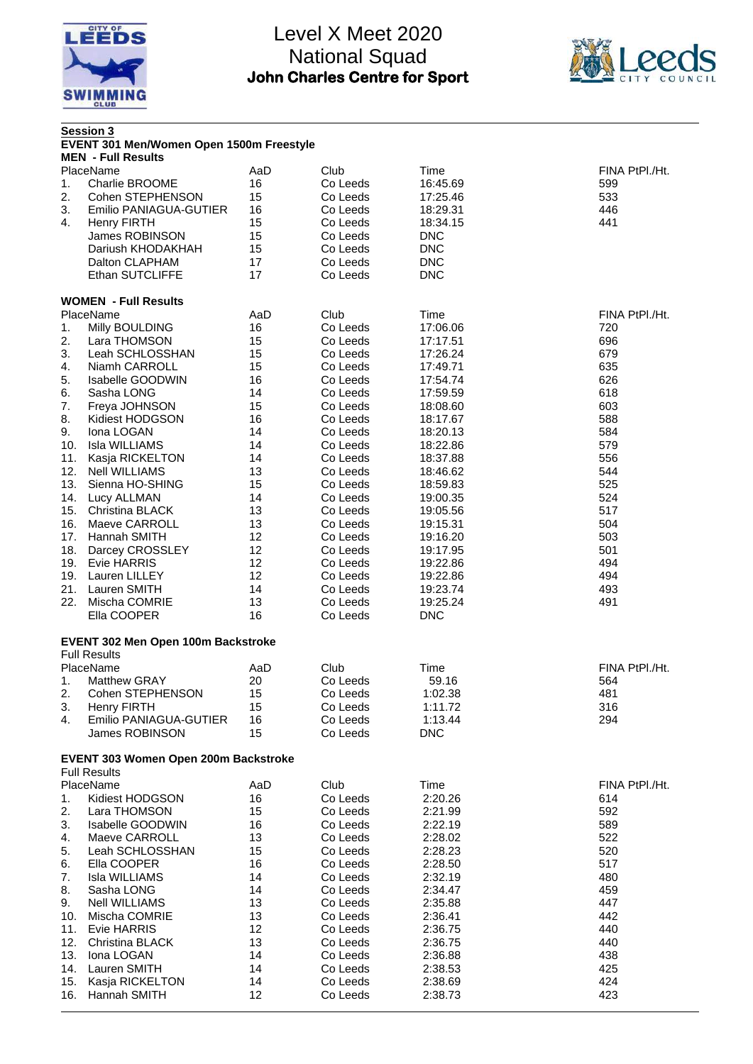# Level X Meet 2020
## National Squad
### John Charles Centre for Sport

**Session 3**

**EVENT 301 Men/Women Open 1500m Freestyle**

**MEN - Full Results**

| Place | Name | AaD | Club | Time | FINA Pt |
|---|---|---|---|---|---|
| 1. | Charlie BROOME | 16 | Co Leeds | 16:45.69 | 599 |
| 2. | Cohen STEPHENSON | 15 | Co Leeds | 17:25.46 | 533 |
| 3. | Emilio PANIAGUA-GUTIER | 16 | Co Leeds | 18:29.31 | 446 |
| 4. | Henry FIRTH | 15 | Co Leeds | 18:34.15 | 441 |
| | James ROBINSON | 15 | Co Leeds | DNC | |
| | Dariush KHODAKHAH | 15 | Co Leeds | DNC | |
| | Dalton CLAPHAM | 17 | Co Leeds | DNC | |
| | Ethan SUTCLIFFE | 17 | Co Leeds | DNC | |

**WOMEN - Full Results**

| Place | Name | AaD | Club | Time | FINA Pt |
|---|---|---|---|---|---|
| 1. | Milly BOULDING | 16 | Co Leeds | 17:06.06 | 720 |
| 2. | Lara THOMSON | 15 | Co Leeds | 17:17.51 | 696 |
| 3. | Leah SCHLOSSHAN | 15 | Co Leeds | 17:26.24 | 679 |
| 4. | Niamh CARROLL | 15 | Co Leeds | 17:49.71 | 635 |
| 5. | Isabelle GOODWIN | 16 | Co Leeds | 17:54.74 | 626 |
| 6. | Sasha LONG | 14 | Co Leeds | 17:59.59 | 618 |
| 7. | Freya JOHNSON | 15 | Co Leeds | 18:08.60 | 603 |
| 8. | Kidiest HODGSON | 16 | Co Leeds | 18:17.67 | 588 |
| 9. | Iona LOGAN | 14 | Co Leeds | 18:20.13 | 584 |
| 10. | Isla WILLIAMS | 14 | Co Leeds | 18:22.86 | 579 |
| 11. | Kasja RICKELTON | 14 | Co Leeds | 18:37.88 | 556 |
| 12. | Nell WILLIAMS | 13 | Co Leeds | 18:46.62 | 544 |
| 13. | Sienna HO-SHING | 15 | Co Leeds | 18:59.83 | 525 |
| 14. | Lucy ALLMAN | 14 | Co Leeds | 19:00.35 | 524 |
| 15. | Christina BLACK | 13 | Co Leeds | 19:05.56 | 517 |
| 16. | Maeve CARROLL | 13 | Co Leeds | 19:15.31 | 504 |
| 17. | Hannah SMITH | 12 | Co Leeds | 19:16.20 | 503 |
| 18. | Darcey CROSSLEY | 12 | Co Leeds | 19:17.95 | 501 |
| 19. | Evie HARRIS | 12 | Co Leeds | 19:22.86 | 494 |
| 19. | Lauren LILLEY | 12 | Co Leeds | 19:22.86 | 494 |
| 21. | Lauren SMITH | 14 | Co Leeds | 19:23.74 | 493 |
| 22. | Mischa COMRIE | 13 | Co Leeds | 19:25.24 | 491 |
| | Ella COOPER | 16 | Co Leeds | DNC | |

**EVENT 302 Men Open 100m Backstroke**

Full Results

| Place | Name | AaD | Club | Time | FINA Pt |
|---|---|---|---|---|---|
| 1. | Matthew GRAY | 20 | Co Leeds | 59.16 | 564 |
| 2. | Cohen STEPHENSON | 15 | Co Leeds | 1:02.38 | 481 |
| 3. | Henry FIRTH | 15 | Co Leeds | 1:11.72 | 316 |
| 4. | Emilio PANIAGUA-GUTIER | 16 | Co Leeds | 1:13.44 | 294 |
| | James ROBINSON | 15 | Co Leeds | DNC | |

**EVENT 303 Women Open 200m Backstroke**

Full Results

| Place | Name | AaD | Club | Time | FINA Pt |
|---|---|---|---|---|---|
| 1. | Kidiest HODGSON | 16 | Co Leeds | 2:20.26 | 614 |
| 2. | Lara THOMSON | 15 | Co Leeds | 2:21.99 | 592 |
| 3. | Isabelle GOODWIN | 16 | Co Leeds | 2:22.19 | 589 |
| 4. | Maeve CARROLL | 13 | Co Leeds | 2:28.02 | 522 |
| 5. | Leah SCHLOSSHAN | 15 | Co Leeds | 2:28.23 | 520 |
| 6. | Ella COOPER | 16 | Co Leeds | 2:28.50 | 517 |
| 7. | Isla WILLIAMS | 14 | Co Leeds | 2:32.19 | 480 |
| 8. | Sasha LONG | 14 | Co Leeds | 2:34.47 | 459 |
| 9. | Nell WILLIAMS | 13 | Co Leeds | 2:35.88 | 447 |
| 10. | Mischa COMRIE | 13 | Co Leeds | 2:36.41 | 442 |
| 11. | Evie HARRIS | 12 | Co Leeds | 2:36.75 | 440 |
| 12. | Christina BLACK | 13 | Co Leeds | 2:36.75 | 440 |
| 13. | Iona LOGAN | 14 | Co Leeds | 2:36.88 | 438 |
| 14. | Lauren SMITH | 14 | Co Leeds | 2:38.53 | 425 |
| 15. | Kasja RICKELTON | 14 | Co Leeds | 2:38.69 | 424 |
| 16. | Hannah SMITH | 12 | Co Leeds | 2:38.73 | 423 |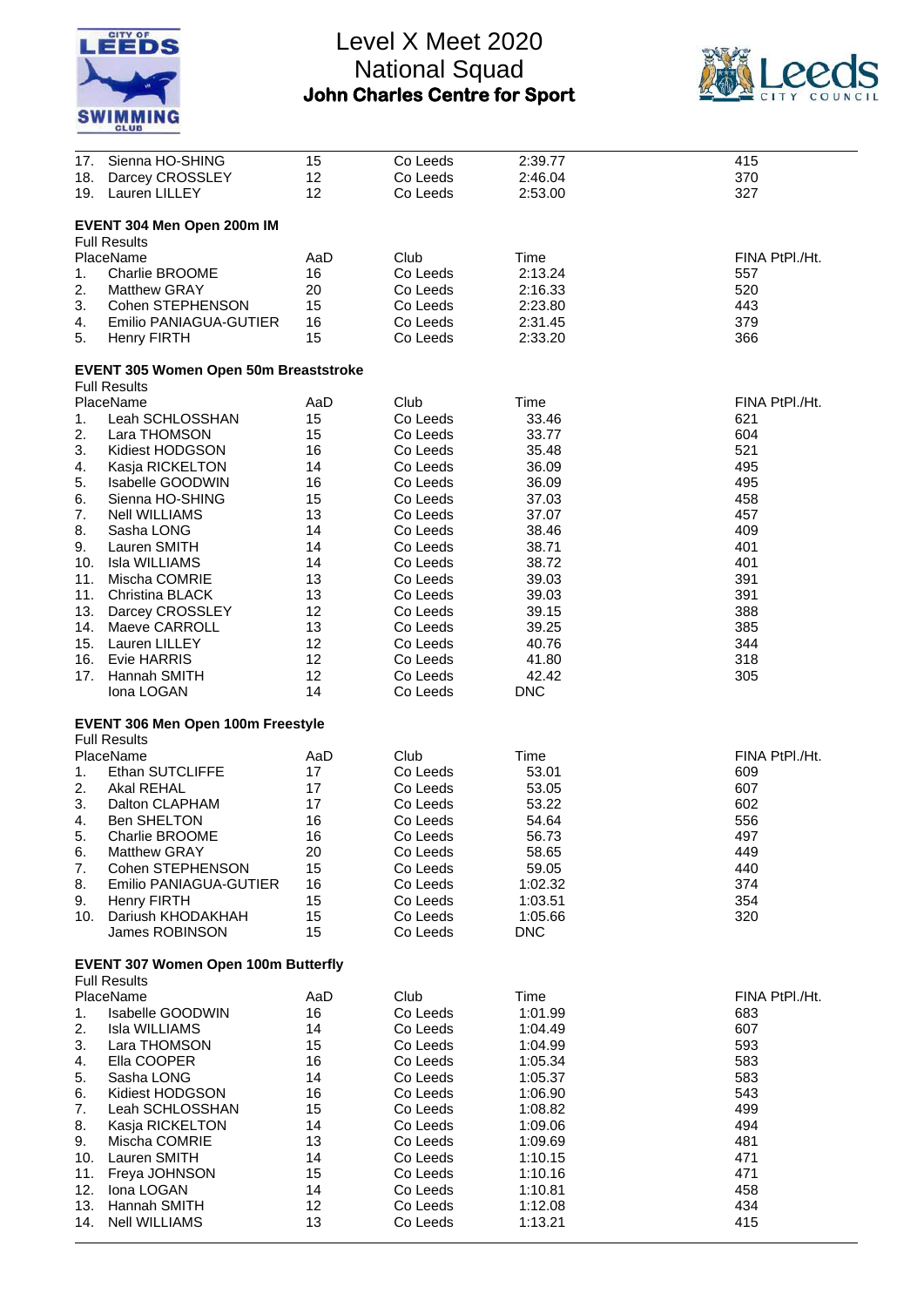| Place | Name | AaD | Club | Time | FINA PtPl./Ht. |
|---|---|---|---|---|---|
| 17. | Sienna HO-SHING | 15 | Co Leeds | 2:39.77 | 415 |
| 18. | Darcey CROSSLEY | 12 | Co Leeds | 2:46.04 | 370 |
| 19. | Lauren LILLEY | 12 | Co Leeds | 2:53.00 | 327 |

**EVENT 304 Men Open 200m IM**

Full Results

| Place | Name | AaD | Club | Time | FINA PtPl./Ht. |
|---|---|---|---|---|---|
| 1. | Charlie BROOME | 16 | Co Leeds | 2:13.24 | 557 |
| 2. | Matthew GRAY | 20 | Co Leeds | 2:16.33 | 520 |
| 3. | Cohen STEPHENSON | 15 | Co Leeds | 2:23.80 | 443 |
| 4. | Emilio PANIAGUA-GUTIER | 16 | Co Leeds | 2:31.45 | 379 |
| 5. | Henry FIRTH | 15 | Co Leeds | 2:33.20 | 366 |

**EVENT 305 Women Open 50m Breaststroke**

Full Results

| Place | Name | AaD | Club | Time | FINA PtPl./Ht. |
|---|---|---|---|---|---|
| 1. | Leah SCHLOSSHAN | 15 | Co Leeds | 33.46 | 621 |
| 2. | Lara THOMSON | 15 | Co Leeds | 33.77 | 604 |
| 3. | Kidiest HODGSON | 16 | Co Leeds | 35.48 | 521 |
| 4. | Kasja RICKELTON | 14 | Co Leeds | 36.09 | 495 |
| 5. | Isabelle GOODWIN | 16 | Co Leeds | 36.09 | 495 |
| 6. | Sienna HO-SHING | 15 | Co Leeds | 37.03 | 458 |
| 7. | Nell WILLIAMS | 13 | Co Leeds | 37.07 | 457 |
| 8. | Sasha LONG | 14 | Co Leeds | 38.46 | 409 |
| 9. | Lauren SMITH | 14 | Co Leeds | 38.71 | 401 |
| 10. | Isla WILLIAMS | 14 | Co Leeds | 38.72 | 401 |
| 11. | Mischa COMRIE | 13 | Co Leeds | 39.03 | 391 |
| 11. | Christina BLACK | 13 | Co Leeds | 39.03 | 391 |
| 13. | Darcey CROSSLEY | 12 | Co Leeds | 39.15 | 388 |
| 14. | Maeve CARROLL | 13 | Co Leeds | 39.25 | 385 |
| 15. | Lauren LILLEY | 12 | Co Leeds | 40.76 | 344 |
| 16. | Evie HARRIS | 12 | Co Leeds | 41.80 | 318 |
| 17. | Hannah SMITH | 12 | Co Leeds | 42.42 | 305 |
| | Iona LOGAN | 14 | Co Leeds | DNC | |

**EVENT 306 Men Open 100m Freestyle**

Full Results

| Place | Name | AaD | Club | Time | FINA PtPl./Ht. |
|---|---|---|---|---|---|
| 1. | Ethan SUTCLIFFE | 17 | Co Leeds | 53.01 | 609 |
| 2. | Akal REHAL | 17 | Co Leeds | 53.05 | 607 |
| 3. | Dalton CLAPHAM | 17 | Co Leeds | 53.22 | 602 |
| 4. | Ben SHELTON | 16 | Co Leeds | 54.64 | 556 |
| 5. | Charlie BROOME | 16 | Co Leeds | 56.73 | 497 |
| 6. | Matthew GRAY | 20 | Co Leeds | 58.65 | 449 |
| 7. | Cohen STEPHENSON | 15 | Co Leeds | 59.05 | 440 |
| 8. | Emilio PANIAGUA-GUTIER | 16 | Co Leeds | 1:02.32 | 374 |
| 9. | Henry FIRTH | 15 | Co Leeds | 1:03.51 | 354 |
| 10. | Dariush KHODAKHAH | 15 | Co Leeds | 1:05.66 | 320 |
| | James ROBINSON | 15 | Co Leeds | DNC | |

**EVENT 307 Women Open 100m Butterfly**

Full Results

| Place | Name | AaD | Club | Time | FINA PtPl./Ht. |
|---|---|---|---|---|---|
| 1. | Isabelle GOODWIN | 16 | Co Leeds | 1:01.99 | 683 |
| 2. | Isla WILLIAMS | 14 | Co Leeds | 1:04.49 | 607 |
| 3. | Lara THOMSON | 15 | Co Leeds | 1:04.99 | 593 |
| 4. | Ella COOPER | 16 | Co Leeds | 1:05.34 | 583 |
| 5. | Sasha LONG | 14 | Co Leeds | 1:05.37 | 583 |
| 6. | Kidiest HODGSON | 16 | Co Leeds | 1:06.90 | 543 |
| 7. | Leah SCHLOSSHAN | 15 | Co Leeds | 1:08.82 | 499 |
| 8. | Kasja RICKELTON | 14 | Co Leeds | 1:09.06 | 494 |
| 9. | Mischa COMRIE | 13 | Co Leeds | 1:09.69 | 481 |
| 10. | Lauren SMITH | 14 | Co Leeds | 1:10.15 | 471 |
| 11. | Freya JOHNSON | 15 | Co Leeds | 1:10.16 | 471 |
| 12. | Iona LOGAN | 14 | Co Leeds | 1:10.81 | 458 |
| 13. | Hannah SMITH | 12 | Co Leeds | 1:12.08 | 434 |
| 14. | Nell WILLIAMS | 13 | Co Leeds | 1:13.21 | 415 |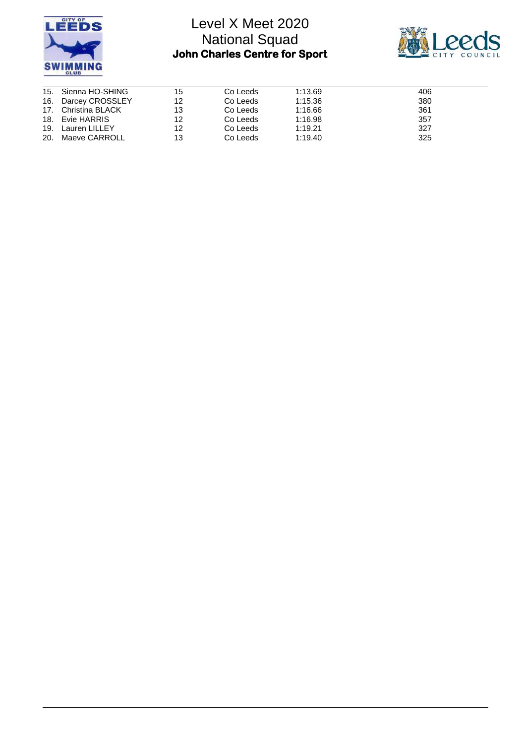| | | | | |
|---|---|---|---|---|
| 15. | Sienna HO-SHING | 15 | Co Leeds | 1:13.69 | 406 |
| 16. | Darcey CROSSLEY | 12 | Co Leeds | 1:15.36 | 380 |
| 17. | Christina BLACK | 13 | Co Leeds | 1:16.66 | 361 |
| 18. | Evie HARRIS | 12 | Co Leeds | 1:16.98 | 357 |
| 19. | Lauren LILLEY | 12 | Co Leeds | 1:19.21 | 327 |
| 20. | Maeve CARROLL | 13 | Co Leeds | 1:19.40 | 325 |

| | | | | | |
|---|---|---|---|---|---|
| 15. | Sienna HO-SHING | 15 | Co Leeds | 1:13.69 | 406 |
| 16. | Darcey CROSSLEY | 12 | Co Leeds | 1:15.36 | 380 |
| 17. | Christina BLACK | 13 | Co Leeds | 1:16.66 | 361 |
| 18. | Evie HARRIS | 12 | Co Leeds | 1:16.98 | 357 |
| 19. | Lauren LILLEY | 12 | Co Leeds | 1:19.21 | 327 |
| 20. | Maeve CARROLL | 13 | Co Leeds | 1:19.40 | 325 |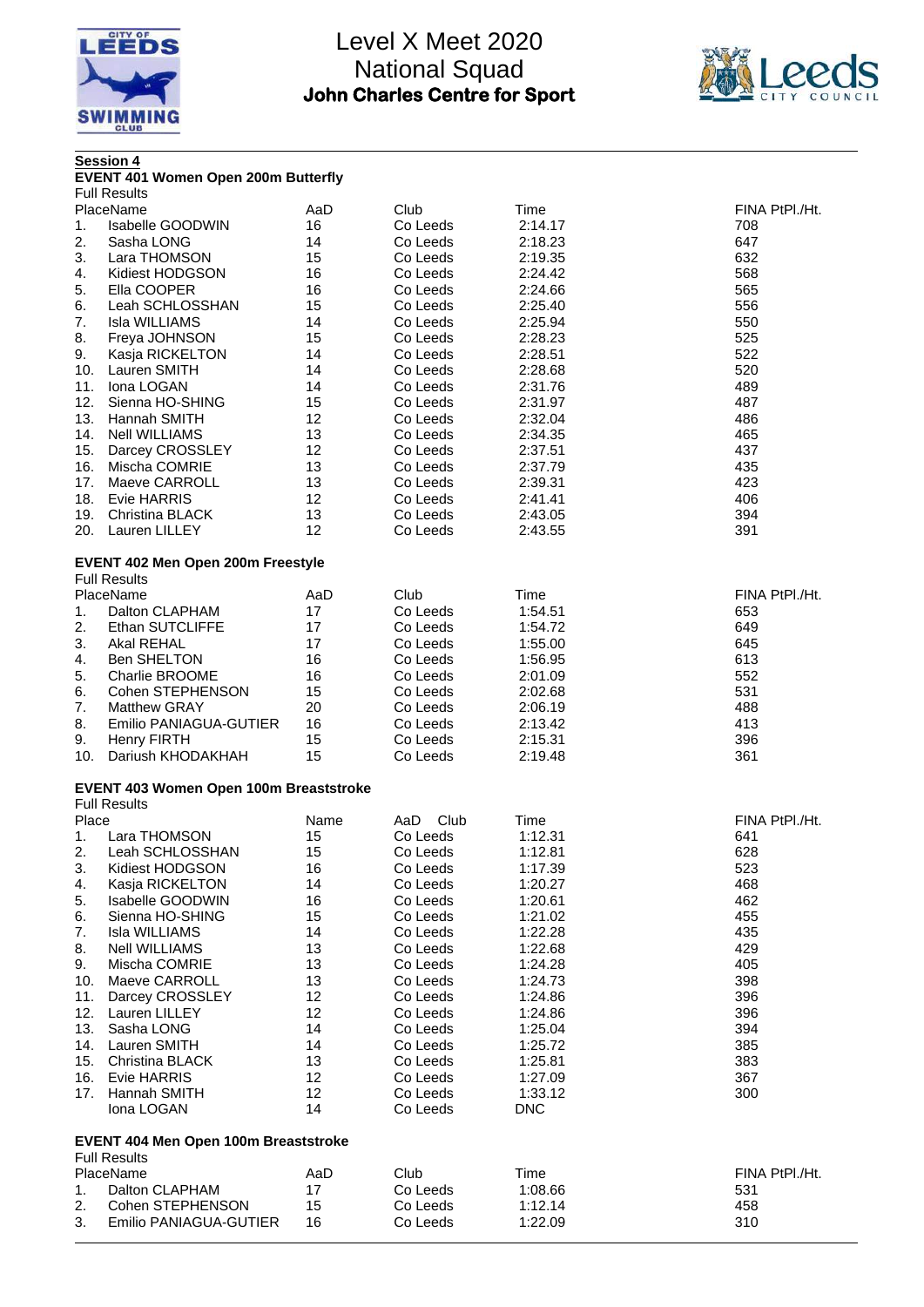# Level X Meet 2020
## National Squad
### John Charles Centre for Sport

**Session 4**

**EVENT 401 Women Open 200m Butterfly**

Full Results

| Place | Name | AaD | Club | Time | FINA Pt | Pl./Ht. |
|---|---|---|---|---|---|---|
| 1. | Isabelle GOODWIN | 16 | Co Leeds | 2:14.17 | 708 | |
| 2. | Sasha LONG | 14 | Co Leeds | 2:18.23 | 647 | |
| 3. | Lara THOMSON | 15 | Co Leeds | 2:19.35 | 632 | |
| 4. | Kidiest HODGSON | 16 | Co Leeds | 2:24.42 | 568 | |
| 5. | Ella COOPER | 16 | Co Leeds | 2:24.66 | 565 | |
| 6. | Leah SCHLOSSHAN | 15 | Co Leeds | 2:25.40 | 556 | |
| 7. | Isla WILLIAMS | 14 | Co Leeds | 2:25.94 | 550 | |
| 8. | Freya JOHNSON | 15 | Co Leeds | 2:28.23 | 525 | |
| 9. | Kasja RICKELTON | 14 | Co Leeds | 2:28.51 | 522 | |
| 10. | Lauren SMITH | 14 | Co Leeds | 2:28.68 | 520 | |
| 11. | Iona LOGAN | 14 | Co Leeds | 2:31.76 | 489 | |
| 12. | Sienna HO-SHING | 15 | Co Leeds | 2:31.97 | 487 | |
| 13. | Hannah SMITH | 12 | Co Leeds | 2:32.04 | 486 | |
| 14. | Nell WILLIAMS | 13 | Co Leeds | 2:34.35 | 465 | |
| 15. | Darcey CROSSLEY | 12 | Co Leeds | 2:37.51 | 437 | |
| 16. | Mischa COMRIE | 13 | Co Leeds | 2:37.79 | 435 | |
| 17. | Maeve CARROLL | 13 | Co Leeds | 2:39.31 | 423 | |
| 18. | Evie HARRIS | 12 | Co Leeds | 2:41.41 | 406 | |
| 19. | Christina BLACK | 13 | Co Leeds | 2:43.05 | 394 | |
| 20. | Lauren LILLEY | 12 | Co Leeds | 2:43.55 | 391 | |

**EVENT 402 Men Open 200m Freestyle**

Full Results

| Place | Name | AaD | Club | Time | FINA Pt | Pl./Ht. |
|---|---|---|---|---|---|---|
| 1. | Dalton CLAPHAM | 17 | Co Leeds | 1:54.51 | 653 | |
| 2. | Ethan SUTCLIFFE | 17 | Co Leeds | 1:54.72 | 649 | |
| 3. | Akal REHAL | 17 | Co Leeds | 1:55.00 | 645 | |
| 4. | Ben SHELTON | 16 | Co Leeds | 1:56.95 | 613 | |
| 5. | Charlie BROOME | 16 | Co Leeds | 2:01.09 | 552 | |
| 6. | Cohen STEPHENSON | 15 | Co Leeds | 2:02.68 | 531 | |
| 7. | Matthew GRAY | 20 | Co Leeds | 2:06.19 | 488 | |
| 8. | Emilio PANIAGUA-GUTIER | 16 | Co Leeds | 2:13.42 | 413 | |
| 9. | Henry FIRTH | 15 | Co Leeds | 2:15.31 | 396 | |
| 10. | Dariush KHODAKHAH | 15 | Co Leeds | 2:19.48 | 361 | |

**EVENT 403 Women Open 100m Breaststroke**

Full Results

| Place | Name | AaD | Club | Time | FINA Pt | Pl./Ht. |
|---|---|---|---|---|---|---|
| 1. | Lara THOMSON | 15 | Co Leeds | 1:12.31 | 641 | |
| 2. | Leah SCHLOSSHAN | 15 | Co Leeds | 1:12.81 | 628 | |
| 3. | Kidiest HODGSON | 16 | Co Leeds | 1:17.39 | 523 | |
| 4. | Kasja RICKELTON | 14 | Co Leeds | 1:20.27 | 468 | |
| 5. | Isabelle GOODWIN | 16 | Co Leeds | 1:20.61 | 462 | |
| 6. | Sienna HO-SHING | 15 | Co Leeds | 1:21.02 | 455 | |
| 7. | Isla WILLIAMS | 14 | Co Leeds | 1:22.28 | 435 | |
| 8. | Nell WILLIAMS | 13 | Co Leeds | 1:22.68 | 429 | |
| 9. | Mischa COMRIE | 13 | Co Leeds | 1:24.28 | 405 | |
| 10. | Maeve CARROLL | 13 | Co Leeds | 1:24.73 | 398 | |
| 11. | Darcey CROSSLEY | 12 | Co Leeds | 1:24.86 | 396 | |
| 12. | Lauren LILLEY | 12 | Co Leeds | 1:24.86 | 396 | |
| 13. | Sasha LONG | 14 | Co Leeds | 1:25.04 | 394 | |
| 14. | Lauren SMITH | 14 | Co Leeds | 1:25.72 | 385 | |
| 15. | Christina BLACK | 13 | Co Leeds | 1:25.81 | 383 | |
| 16. | Evie HARRIS | 12 | Co Leeds | 1:27.09 | 367 | |
| 17. | Hannah SMITH | 12 | Co Leeds | 1:33.12 | 300 | |
| | Iona LOGAN | 14 | Co Leeds | DNC | | |

**EVENT 404 Men Open 100m Breaststroke**

Full Results

| Place | Name | AaD | Club | Time | FINA Pt | Pl./Ht. |
|---|---|---|---|---|---|---|
| 1. | Dalton CLAPHAM | 17 | Co Leeds | 1:08.66 | 531 | |
| 2. | Cohen STEPHENSON | 15 | Co Leeds | 1:12.14 | 458 | |
| 3. | Emilio PANIAGUA-GUTIER | 16 | Co Leeds | 1:22.09 | 310 | |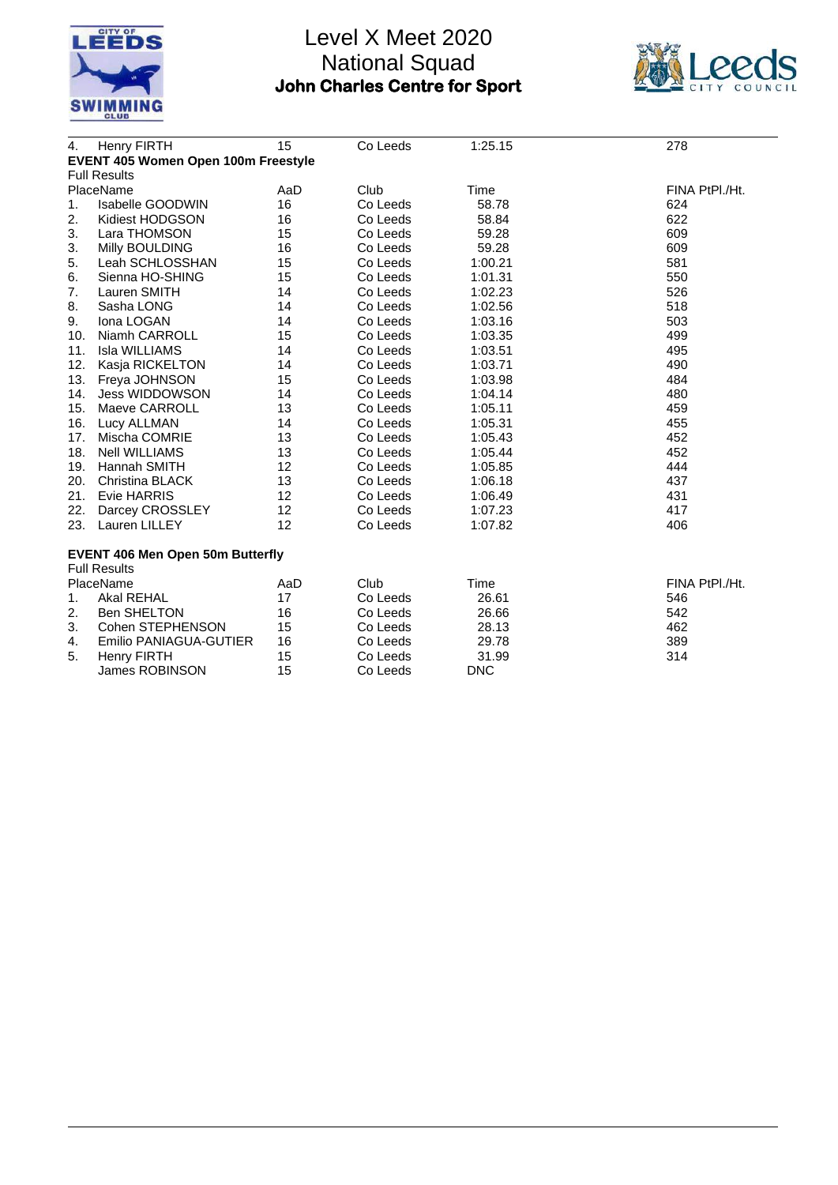| 4. | Henry FIRTH | 15 | Co Leeds | 1:25.15 | 278 |
|---|---|---|---|---|---|

**EVENT 405 Women Open 100m Freestyle**

Full Results

| Place | Name | AaD | Club | Time | FINA PtPl./Ht. |
|---|---|---|---|---|---|
| 1. | Isabelle GOODWIN | 16 | Co Leeds | 58.78 | 624 |
| 2. | Kidiest HODGSON | 16 | Co Leeds | 58.84 | 622 |
| 3. | Lara THOMSON | 15 | Co Leeds | 59.28 | 609 |
| 3. | Milly BOULDING | 16 | Co Leeds | 59.28 | 609 |
| 5. | Leah SCHLOSSHAN | 15 | Co Leeds | 1:00.21 | 581 |
| 6. | Sienna HO-SHING | 15 | Co Leeds | 1:01.31 | 550 |
| 7. | Lauren SMITH | 14 | Co Leeds | 1:02.23 | 526 |
| 8. | Sasha LONG | 14 | Co Leeds | 1:02.56 | 518 |
| 9. | Iona LOGAN | 14 | Co Leeds | 1:03.16 | 503 |
| 10. | Niamh CARROLL | 15 | Co Leeds | 1:03.35 | 499 |
| 11. | Isla WILLIAMS | 14 | Co Leeds | 1:03.51 | 495 |
| 12. | Kasja RICKELTON | 14 | Co Leeds | 1:03.71 | 490 |
| 13. | Freya JOHNSON | 15 | Co Leeds | 1:03.98 | 484 |
| 14. | Jess WIDDOWSON | 14 | Co Leeds | 1:04.14 | 480 |
| 15. | Maeve CARROLL | 13 | Co Leeds | 1:05.11 | 459 |
| 16. | Lucy ALLMAN | 14 | Co Leeds | 1:05.31 | 455 |
| 17. | Mischa COMRIE | 13 | Co Leeds | 1:05.43 | 452 |
| 18. | Nell WILLIAMS | 13 | Co Leeds | 1:05.44 | 452 |
| 19. | Hannah SMITH | 12 | Co Leeds | 1:05.85 | 444 |
| 20. | Christina BLACK | 13 | Co Leeds | 1:06.18 | 437 |
| 21. | Evie HARRIS | 12 | Co Leeds | 1:06.49 | 431 |
| 22. | Darcey CROSSLEY | 12 | Co Leeds | 1:07.23 | 417 |
| 23. | Lauren LILLEY | 12 | Co Leeds | 1:07.82 | 406 |

**EVENT 406 Men Open 50m Butterfly**

Full Results

| Place | Name | AaD | Club | Time | FINA PtPl./Ht. |
|---|---|---|---|---|---|
| 1. | Akal REHAL | 17 | Co Leeds | 26.61 | 546 |
| 2. | Ben SHELTON | 16 | Co Leeds | 26.66 | 542 |
| 3. | Cohen STEPHENSON | 15 | Co Leeds | 28.13 | 462 |
| 4. | Emilio PANIAGUA-GUTIER | 16 | Co Leeds | 29.78 | 389 |
| 5. | Henry FIRTH | 15 | Co Leeds | 31.99 | 314 |
| | James ROBINSON | 15 | Co Leeds | DNC | |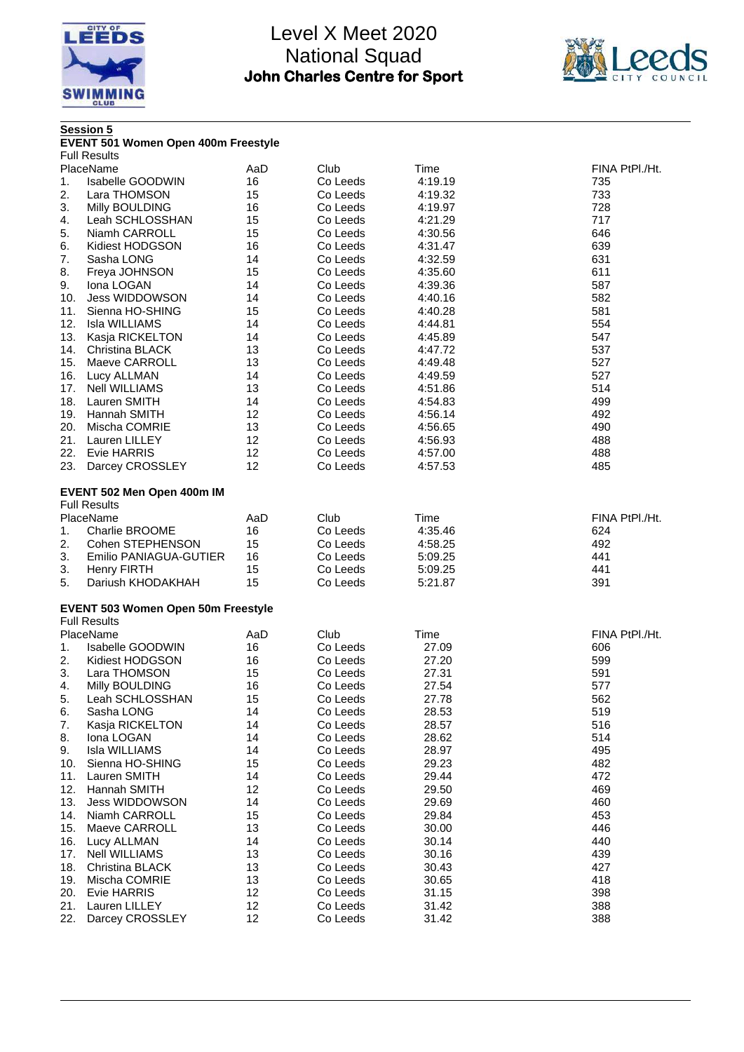# Level X Meet 2020
## National Squad
### John Charles Centre for Sport

**Session 5**

**EVENT 501 Women Open 400m Freestyle**

Full Results

| Place | Name | AaD | Club | Time | FINA PtPl./Ht. |
|---|---|---|---|---|---|
| 1. | Isabelle GOODWIN | 16 | Co Leeds | 4:19.19 | 735 |
| 2. | Lara THOMSON | 15 | Co Leeds | 4:19.32 | 733 |
| 3. | Milly BOULDING | 16 | Co Leeds | 4:19.97 | 728 |
| 4. | Leah SCHLOSSHAN | 15 | Co Leeds | 4:21.29 | 717 |
| 5. | Niamh CARROLL | 15 | Co Leeds | 4:30.56 | 646 |
| 6. | Kidiest HODGSON | 16 | Co Leeds | 4:31.47 | 639 |
| 7. | Sasha LONG | 14 | Co Leeds | 4:32.59 | 631 |
| 8. | Freya JOHNSON | 15 | Co Leeds | 4:35.60 | 611 |
| 9. | Iona LOGAN | 14 | Co Leeds | 4:39.36 | 587 |
| 10. | Jess WIDDOWSON | 14 | Co Leeds | 4:40.16 | 582 |
| 11. | Sienna HO-SHING | 15 | Co Leeds | 4:40.28 | 581 |
| 12. | Isla WILLIAMS | 14 | Co Leeds | 4:44.81 | 554 |
| 13. | Kasja RICKELTON | 14 | Co Leeds | 4:45.89 | 547 |
| 14. | Christina BLACK | 13 | Co Leeds | 4:47.72 | 537 |
| 15. | Maeve CARROLL | 13 | Co Leeds | 4:49.48 | 527 |
| 16. | Lucy ALLMAN | 14 | Co Leeds | 4:49.59 | 527 |
| 17. | Nell WILLIAMS | 13 | Co Leeds | 4:51.86 | 514 |
| 18. | Lauren SMITH | 14 | Co Leeds | 4:54.83 | 499 |
| 19. | Hannah SMITH | 12 | Co Leeds | 4:56.14 | 492 |
| 20. | Mischa COMRIE | 13 | Co Leeds | 4:56.65 | 490 |
| 21. | Lauren LILLEY | 12 | Co Leeds | 4:56.93 | 488 |
| 22. | Evie HARRIS | 12 | Co Leeds | 4:57.00 | 488 |
| 23. | Darcey CROSSLEY | 12 | Co Leeds | 4:57.53 | 485 |

**EVENT 502 Men Open 400m IM**

Full Results

| Place | Name | AaD | Club | Time | FINA PtPl./Ht. |
|---|---|---|---|---|---|
| 1. | Charlie BROOME | 16 | Co Leeds | 4:35.46 | 624 |
| 2. | Cohen STEPHENSON | 15 | Co Leeds | 4:58.25 | 492 |
| 3. | Emilio PANIAGUA-GUTIER | 16 | Co Leeds | 5:09.25 | 441 |
| 3. | Henry FIRTH | 15 | Co Leeds | 5:09.25 | 441 |
| 5. | Dariush KHODAKHAH | 15 | Co Leeds | 5:21.87 | 391 |

**EVENT 503 Women Open 50m Freestyle**

Full Results

| Place | Name | AaD | Club | Time | FINA PtPl./Ht. |
|---|---|---|---|---|---|
| 1. | Isabelle GOODWIN | 16 | Co Leeds | 27.09 | 606 |
| 2. | Kidiest HODGSON | 16 | Co Leeds | 27.20 | 599 |
| 3. | Lara THOMSON | 15 | Co Leeds | 27.31 | 591 |
| 4. | Milly BOULDING | 16 | Co Leeds | 27.54 | 577 |
| 5. | Leah SCHLOSSHAN | 15 | Co Leeds | 27.78 | 562 |
| 6. | Sasha LONG | 14 | Co Leeds | 28.53 | 519 |
| 7. | Kasja RICKELTON | 14 | Co Leeds | 28.57 | 516 |
| 8. | Iona LOGAN | 14 | Co Leeds | 28.62 | 514 |
| 9. | Isla WILLIAMS | 14 | Co Leeds | 28.97 | 495 |
| 10. | Sienna HO-SHING | 15 | Co Leeds | 29.23 | 482 |
| 11. | Lauren SMITH | 14 | Co Leeds | 29.44 | 472 |
| 12. | Hannah SMITH | 12 | Co Leeds | 29.50 | 469 |
| 13. | Jess WIDDOWSON | 14 | Co Leeds | 29.69 | 460 |
| 14. | Niamh CARROLL | 15 | Co Leeds | 29.84 | 453 |
| 15. | Maeve CARROLL | 13 | Co Leeds | 30.00 | 446 |
| 16. | Lucy ALLMAN | 14 | Co Leeds | 30.14 | 440 |
| 17. | Nell WILLIAMS | 13 | Co Leeds | 30.16 | 439 |
| 18. | Christina BLACK | 13 | Co Leeds | 30.43 | 427 |
| 19. | Mischa COMRIE | 13 | Co Leeds | 30.65 | 418 |
| 20. | Evie HARRIS | 12 | Co Leeds | 31.15 | 398 |
| 21. | Lauren LILLEY | 12 | Co Leeds | 31.42 | 388 |
| 22. | Darcey CROSSLEY | 12 | Co Leeds | 31.42 | 388 |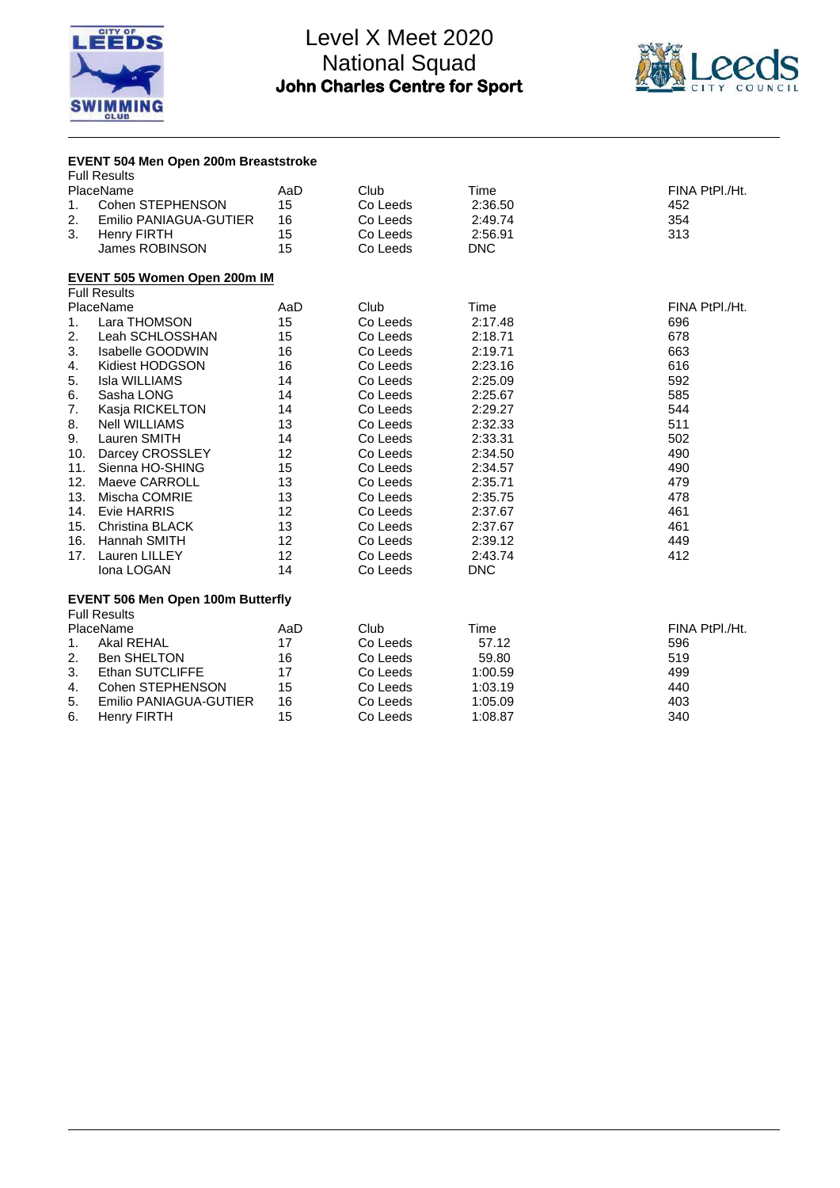# Level X Meet 2020
## National Squad
**John Charles Centre for Sport**

**EVENT 504 Men Open 200m Breaststroke**

Full Results

| Place | Name | AaD | Club | Time | FINA PtPl./Ht. |
|---|---|---|---|---|---|
| 1. | Cohen STEPHENSON | 15 | Co Leeds | 2:36.50 | 452 |
| 2. | Emilio PANIAGUA-GUTIER | 16 | Co Leeds | 2:49.74 | 354 |
| 3. | Henry FIRTH | 15 | Co Leeds | 2:56.91 | 313 |
| | James ROBINSON | 15 | Co Leeds | DNC | |

**EVENT 505 Women Open 200m IM**

Full Results

| Place | Name | AaD | Club | Time | FINA PtPl./Ht. |
|---|---|---|---|---|---|
| 1. | Lara THOMSON | 15 | Co Leeds | 2:17.48 | 696 |
| 2. | Leah SCHLOSSHAN | 15 | Co Leeds | 2:18.71 | 678 |
| 3. | Isabelle GOODWIN | 16 | Co Leeds | 2:19.71 | 663 |
| 4. | Kidiest HODGSON | 16 | Co Leeds | 2:23.16 | 616 |
| 5. | Isla WILLIAMS | 14 | Co Leeds | 2:25.09 | 592 |
| 6. | Sasha LONG | 14 | Co Leeds | 2:25.67 | 585 |
| 7. | Kasja RICKELTON | 14 | Co Leeds | 2:29.27 | 544 |
| 8. | Nell WILLIAMS | 13 | Co Leeds | 2:32.33 | 511 |
| 9. | Lauren SMITH | 14 | Co Leeds | 2:33.31 | 502 |
| 10. | Darcey CROSSLEY | 12 | Co Leeds | 2:34.50 | 490 |
| 11. | Sienna HO-SHING | 15 | Co Leeds | 2:34.57 | 490 |
| 12. | Maeve CARROLL | 13 | Co Leeds | 2:35.71 | 479 |
| 13. | Mischa COMRIE | 13 | Co Leeds | 2:35.75 | 478 |
| 14. | Evie HARRIS | 12 | Co Leeds | 2:37.67 | 461 |
| 15. | Christina BLACK | 13 | Co Leeds | 2:37.67 | 461 |
| 16. | Hannah SMITH | 12 | Co Leeds | 2:39.12 | 449 |
| 17. | Lauren LILLEY | 12 | Co Leeds | 2:43.74 | 412 |
| | Iona LOGAN | 14 | Co Leeds | DNC | |

**EVENT 506 Men Open 100m Butterfly**

Full Results

| Place | Name | AaD | Club | Time | FINA PtPl./Ht. |
|---|---|---|---|---|---|
| 1. | Akal REHAL | 17 | Co Leeds | 57.12 | 596 |
| 2. | Ben SHELTON | 16 | Co Leeds | 59.80 | 519 |
| 3. | Ethan SUTCLIFFE | 17 | Co Leeds | 1:00.59 | 499 |
| 4. | Cohen STEPHENSON | 15 | Co Leeds | 1:03.19 | 440 |
| 5. | Emilio PANIAGUA-GUTIER | 16 | Co Leeds | 1:05.09 | 403 |
| 6. | Henry FIRTH | 15 | Co Leeds | 1:08.87 | 340 |